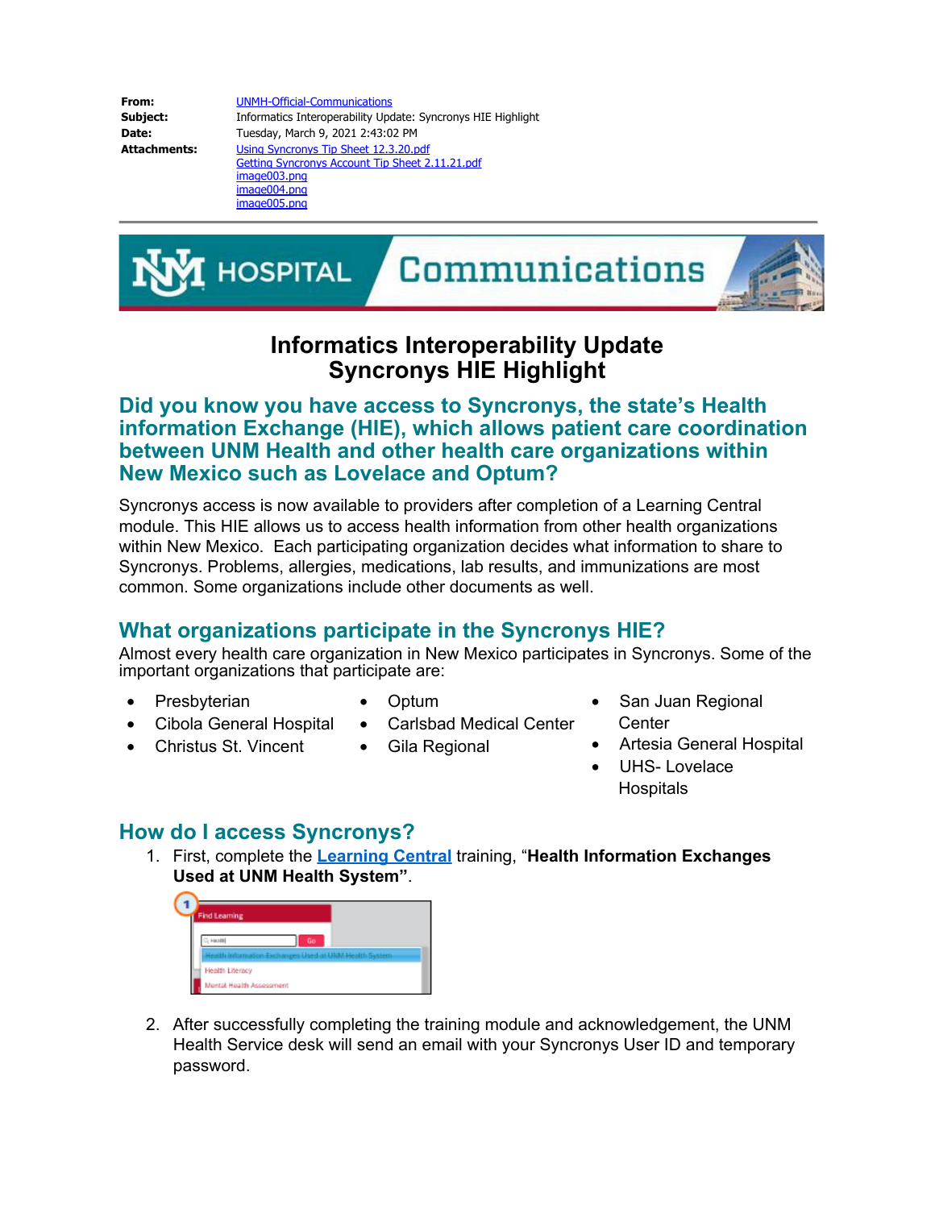**From:** UNMH-Official-Communications
**Subject:** Informatics Interoperability Update: Syncronys HIE Highlight
**Date:** Tuesday, March 9, 2021 2:43:02 PM
**Attachments:** Using Syncronys Tip Sheet 12.3.20.pdf
Getting Syncronys Account Tip Sheet 2.11.21.pdf
image003.png
image004.png
image005.png

---

# Informatics Interoperability Update
# Syncronys HIE Highlight

## Did you know you have access to Syncronys, the state's Health information Exchange (HIE), which allows patient care coordination between UNM Health and other health care organizations within New Mexico such as Lovelace and Optum?

Syncronys access is now available to providers after completion of a Learning Central module. This HIE allows us to access health information from other health organizations within New Mexico. Each participating organization decides what information to share to Syncronys. Problems, allergies, medications, lab results, and immunizations are most common. Some organizations include other documents as well.

## What organizations participate in the Syncronys HIE?

Almost every health care organization in New Mexico participates in Syncronys. Some of the important organizations that participate are:

- Presbyterian
- Cibola General Hospital
- Christus St. Vincent
- Optum
- Carlsbad Medical Center
- Gila Regional
- San Juan Regional Center
- Artesia General Hospital
- UHS- Lovelace Hospitals

## How do I access Syncronys?

1. First, complete the Learning Central training, "**Health Information Exchanges Used at UNM Health System**".

2. After successfully completing the training module and acknowledgement, the UNM Health Service desk will send an email with your Syncronys User ID and temporary password.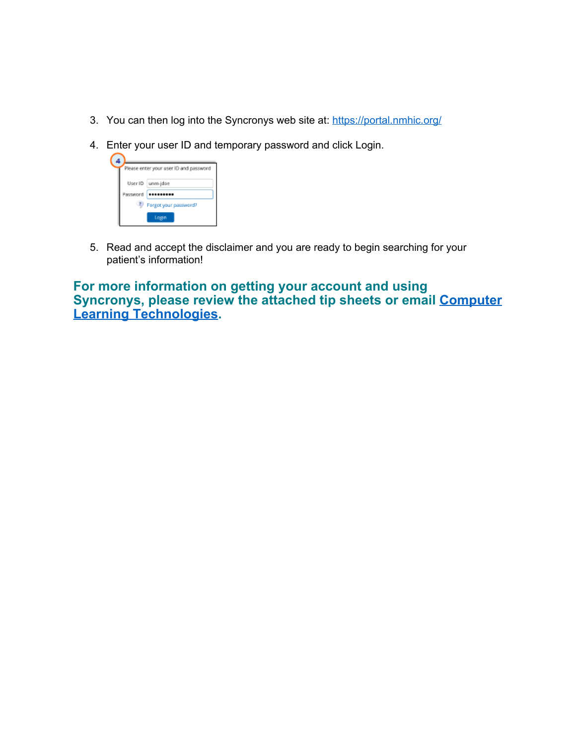3. You can then log into the Syncronys web site at: [https://portal.nmhic.org/](https://portal.nmhic.org/)

4. Enter your user ID and temporary password and click Login.

5. Read and accept the disclaimer and you are ready to begin searching for your patient's information!

**For more information on getting your account and using Syncronys, please review the attached tip sheets or email Computer Learning Technologies.**